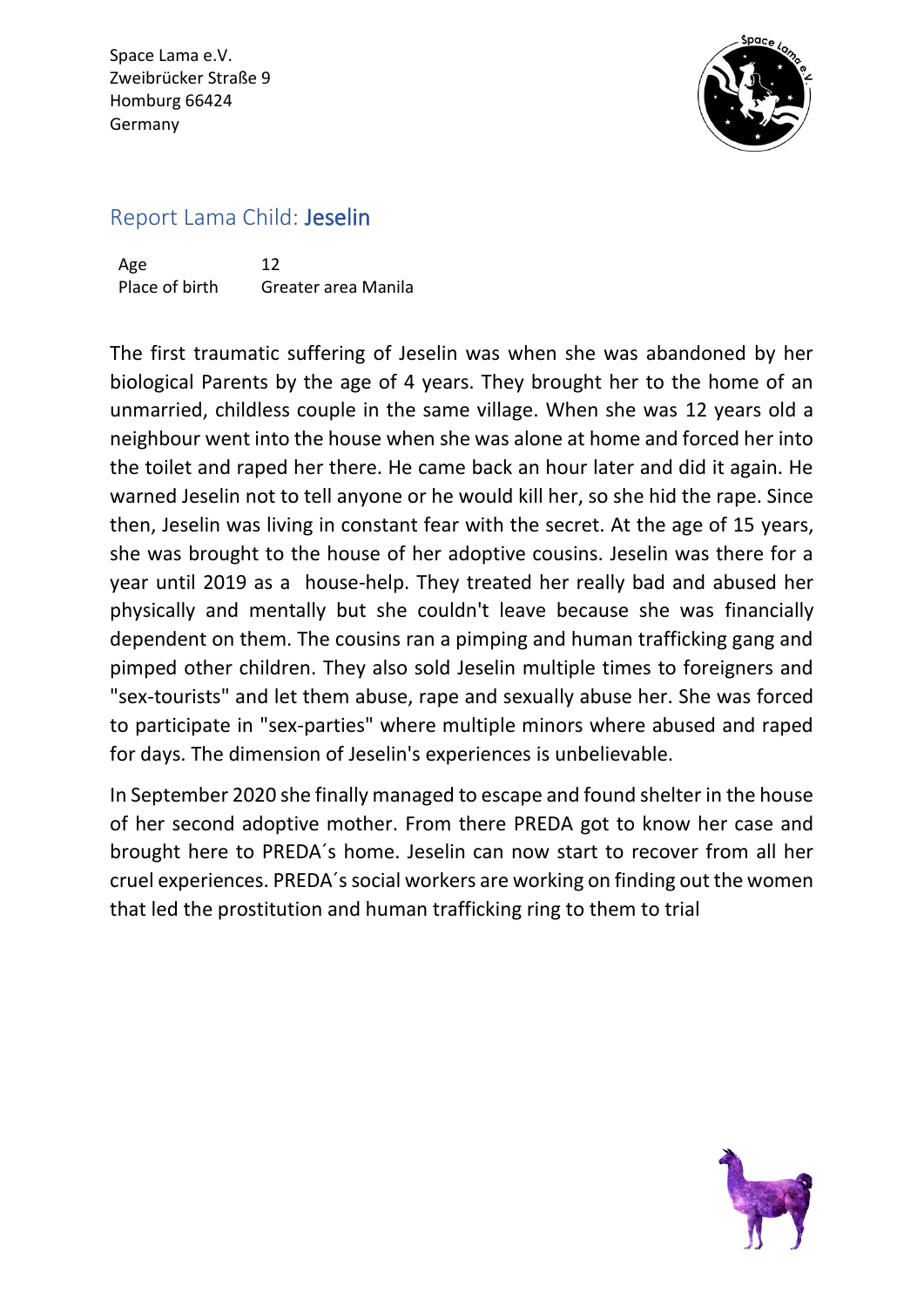Space Lama e.V.
Zweibrücker Straße 9
Homburg 66424
Germany

## Report Lama Child: **Jeselin**

| | |
|---|---|
| Age | 12 |
| Place of birth | Greater area Manila |

The first traumatic suffering of Jeselin was when she was abandoned by her biological Parents by the age of 4 years. They brought her to the home of an unmarried, childless couple in the same village. When she was 12 years old a neighbour went into the house when she was alone at home and forced her into the toilet and raped her there. He came back an hour later and did it again. He warned Jeselin not to tell anyone or he would kill her, so she hid the rape. Since then, Jeselin was living in constant fear with the secret. At the age of 15 years, she was brought to the house of her adoptive cousins. Jeselin was there for a year until 2019 as a house-help. They treated her really bad and abused her physically and mentally but she couldn't leave because she was financially dependent on them. The cousins ran a pimping and human trafficking gang and pimped other children. They also sold Jeselin multiple times to foreigners and "sex-tourists" and let them abuse, rape and sexually abuse her. She was forced to participate in "sex-parties" where multiple minors where abused and raped for days. The dimension of Jeselin's experiences is unbelievable.

In September 2020 she finally managed to escape and found shelter in the house of her second adoptive mother. From there PREDA got to know her case and brought here to PREDA´s home. Jeselin can now start to recover from all her cruel experiences. PREDA´s social workers are working on finding out the women that led the prostitution and human trafficking ring to them to trial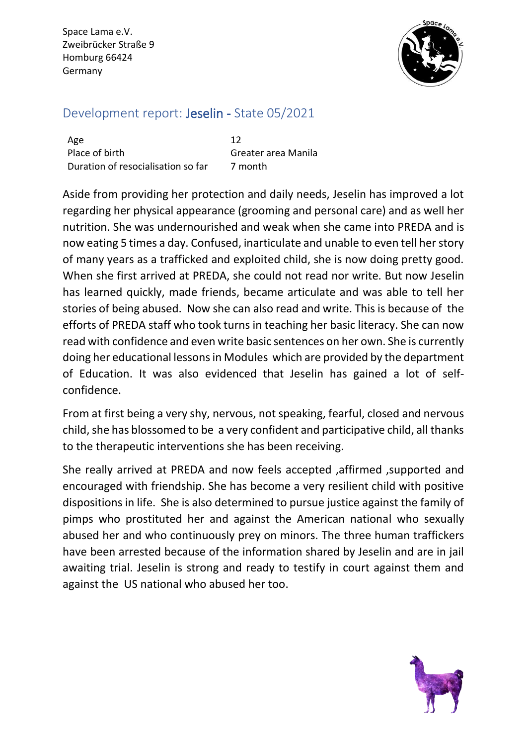Space Lama e.V.
Zweibrücker Straße 9
Homburg 66424
Germany

## Development report: Jeselin - State 05/2021

| | |
|---|---|
| Age | 12 |
| Place of birth | Greater area Manila |
| Duration of resocialisation so far | 7 month |

Aside from providing her protection and daily needs, Jeselin has improved a lot regarding her physical appearance (grooming and personal care) and as well her nutrition. She was undernourished and weak when she came into PREDA and is now eating 5 times a day. Confused, inarticulate and unable to even tell her story of many years as a trafficked and exploited child, she is now doing pretty good. When she first arrived at PREDA, she could not read nor write. But now Jeselin has learned quickly, made friends, became articulate and was able to tell her stories of being abused. Now she can also read and write. This is because of the efforts of PREDA staff who took turns in teaching her basic literacy. She can now read with confidence and even write basic sentences on her own. She is currently doing her educational lessons in Modules which are provided by the department of Education. It was also evidenced that Jeselin has gained a lot of self-confidence.

From at first being a very shy, nervous, not speaking, fearful, closed and nervous child, she has blossomed to be a very confident and participative child, all thanks to the therapeutic interventions she has been receiving.

She really arrived at PREDA and now feels accepted ,affirmed ,supported and encouraged with friendship. She has become a very resilient child with positive dispositions in life. She is also determined to pursue justice against the family of pimps who prostituted her and against the American national who sexually abused her and who continuously prey on minors. The three human traffickers have been arrested because of the information shared by Jeselin and are in jail awaiting trial. Jeselin is strong and ready to testify in court against them and against the US national who abused her too.